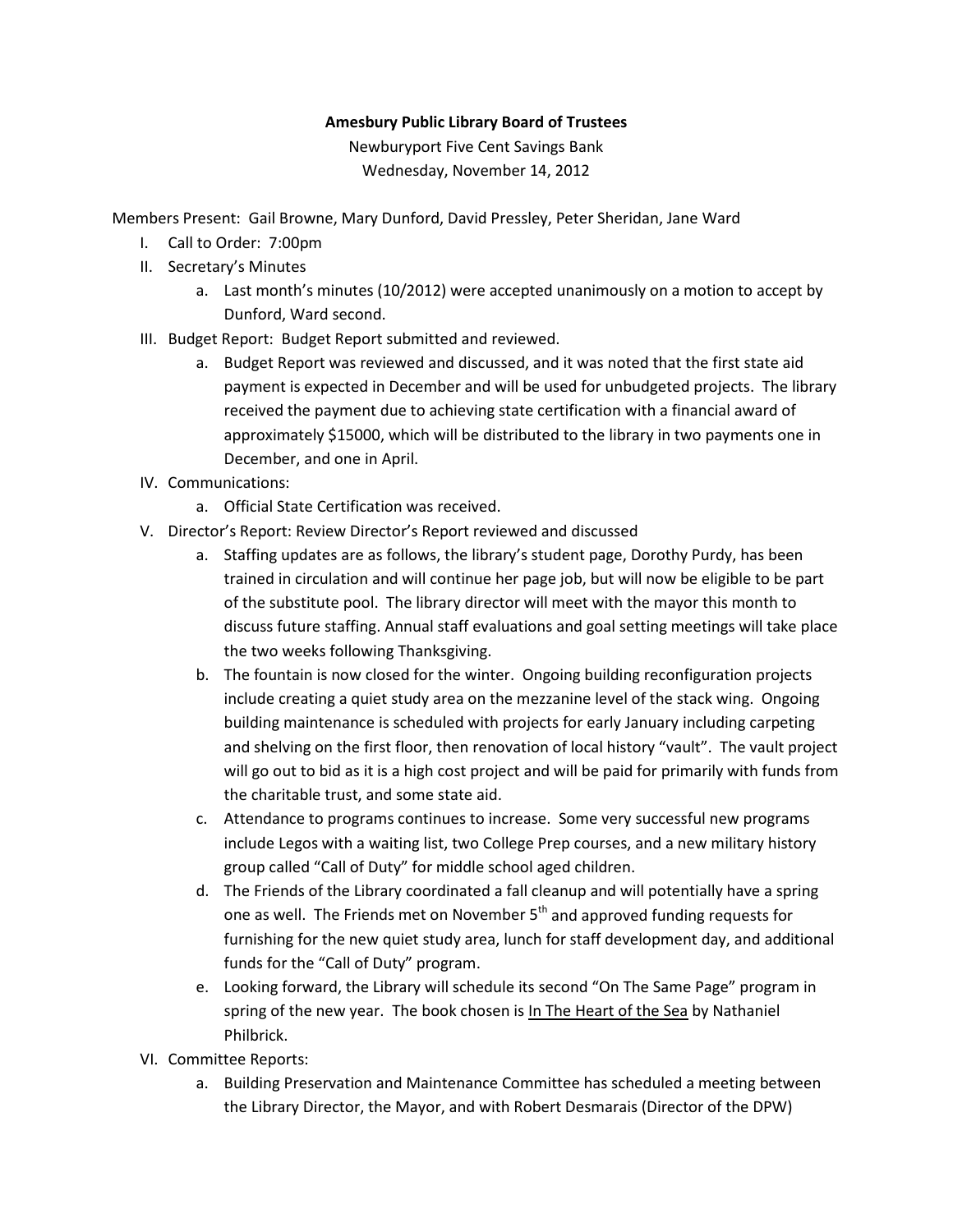**Amesbury Public Library Board of Trustees**

Newburyport Five Cent Savings Bank

Wednesday, November 14, 2012

Members Present: Gail Browne, Mary Dunford, David Pressley, Peter Sheridan, Jane Ward

I. Call to Order: 7:00pm

II. Secretary's Minutes
   a. Last month's minutes (10/2012) were accepted unanimously on a motion to accept by Dunford, Ward second.

III. Budget Report: Budget Report submitted and reviewed.
   a. Budget Report was reviewed and discussed, and it was noted that the first state aid payment is expected in December and will be used for unbudgeted projects. The library received the payment due to achieving state certification with a financial award of approximately $15000, which will be distributed to the library in two payments one in December, and one in April.

IV. Communications:
   a. Official State Certification was received.

V. Director's Report: Review Director's Report reviewed and discussed
   a. Staffing updates are as follows, the library's student page, Dorothy Purdy, has been trained in circulation and will continue her page job, but will now be eligible to be part of the substitute pool. The library director will meet with the mayor this month to discuss future staffing. Annual staff evaluations and goal setting meetings will take place the two weeks following Thanksgiving.
   b. The fountain is now closed for the winter. Ongoing building reconfiguration projects include creating a quiet study area on the mezzanine level of the stack wing. Ongoing building maintenance is scheduled with projects for early January including carpeting and shelving on the first floor, then renovation of local history "vault". The vault project will go out to bid as it is a high cost project and will be paid for primarily with funds from the charitable trust, and some state aid.
   c. Attendance to programs continues to increase. Some very successful new programs include Legos with a waiting list, two College Prep courses, and a new military history group called "Call of Duty" for middle school aged children.
   d. The Friends of the Library coordinated a fall cleanup and will potentially have a spring one as well. The Friends met on November 5th and approved funding requests for furnishing for the new quiet study area, lunch for staff development day, and additional funds for the "Call of Duty" program.
   e. Looking forward, the Library will schedule its second "On The Same Page" program in spring of the new year. The book chosen is <u>In The Heart of the Sea</u> by Nathaniel Philbrick.

VI. Committee Reports:
   a. Building Preservation and Maintenance Committee has scheduled a meeting between the Library Director, the Mayor, and with Robert Desmarais (Director of the DPW)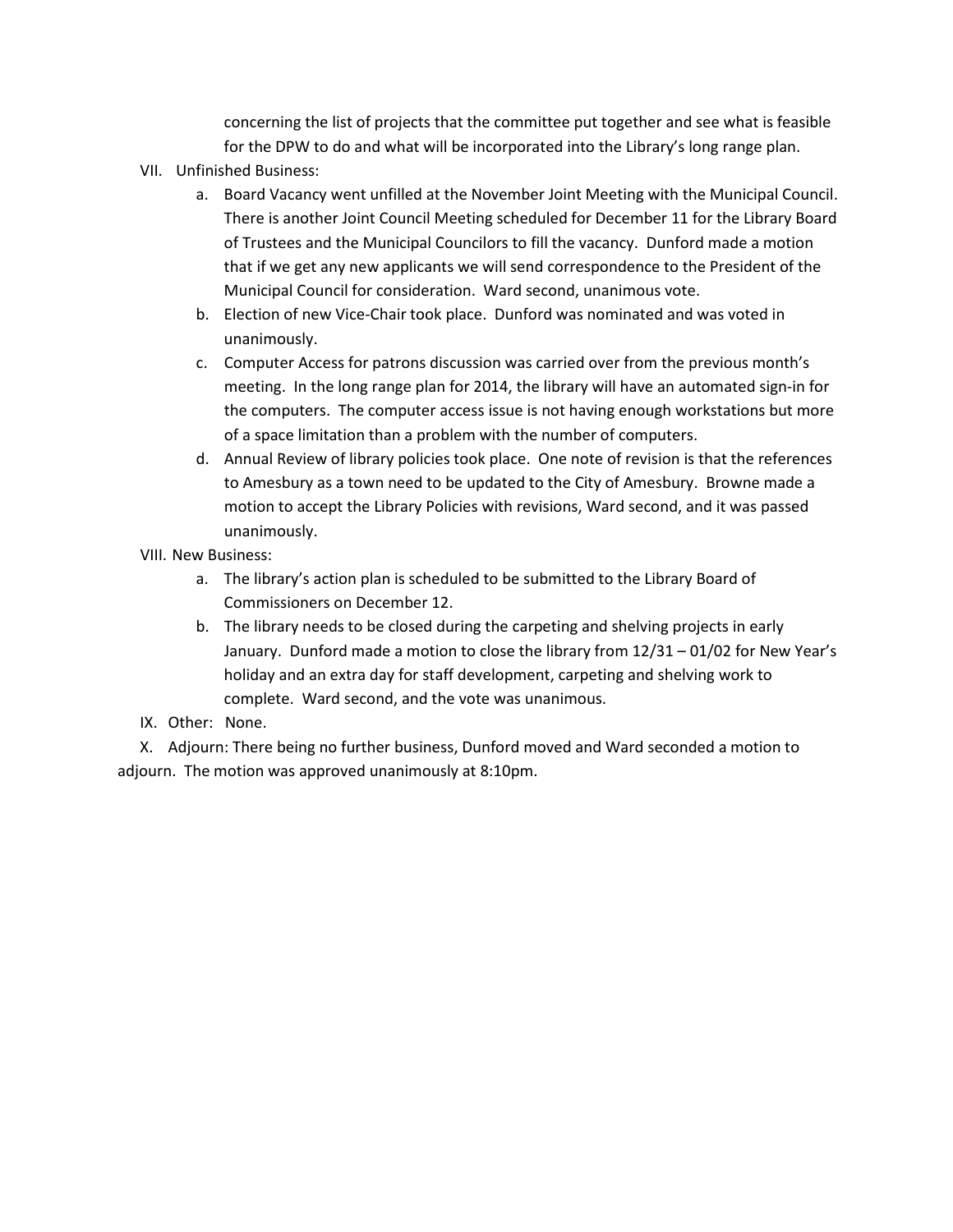concerning the list of projects that the committee put together and see what is feasible for the DPW to do and what will be incorporated into the Library's long range plan.

VII. Unfinished Business:

a. Board Vacancy went unfilled at the November Joint Meeting with the Municipal Council. There is another Joint Council Meeting scheduled for December 11 for the Library Board of Trustees and the Municipal Councilors to fill the vacancy. Dunford made a motion that if we get any new applicants we will send correspondence to the President of the Municipal Council for consideration. Ward second, unanimous vote.

b. Election of new Vice-Chair took place. Dunford was nominated and was voted in unanimously.

c. Computer Access for patrons discussion was carried over from the previous month's meeting. In the long range plan for 2014, the library will have an automated sign-in for the computers. The computer access issue is not having enough workstations but more of a space limitation than a problem with the number of computers.

d. Annual Review of library policies took place. One note of revision is that the references to Amesbury as a town need to be updated to the City of Amesbury. Browne made a motion to accept the Library Policies with revisions, Ward second, and it was passed unanimously.

VIII. New Business:

a. The library's action plan is scheduled to be submitted to the Library Board of Commissioners on December 12.

b. The library needs to be closed during the carpeting and shelving projects in early January. Dunford made a motion to close the library from 12/31 – 01/02 for New Year's holiday and an extra day for staff development, carpeting and shelving work to complete. Ward second, and the vote was unanimous.

IX. Other: None.

X. Adjourn: There being no further business, Dunford moved and Ward seconded a motion to adjourn. The motion was approved unanimously at 8:10pm.